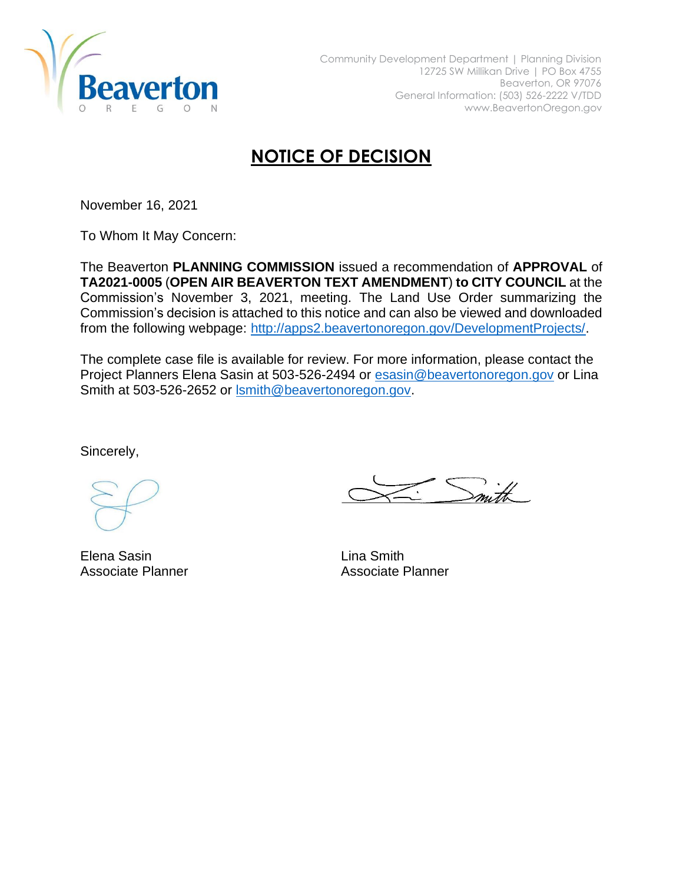Community Development Department | Planning Division
12725 SW Millikan Drive | PO Box 4755
Beaverton, OR 97076
General Information: (503) 526-2222 V/TDD
www.BeavertonOregon.gov

# NOTICE OF DECISION

November 16, 2021

To Whom It May Concern:

The Beaverton **PLANNING COMMISSION** issued a recommendation of **APPROVAL** of **TA2021-0005** (**OPEN AIR BEAVERTON TEXT AMENDMENT**) **to CITY COUNCIL** at the Commission's November 3, 2021, meeting. The Land Use Order summarizing the Commission's decision is attached to this notice and can also be viewed and downloaded from the following webpage: http://apps2.beavertonoregon.gov/DevelopmentProjects/.

The complete case file is available for review. For more information, please contact the Project Planners Elena Sasin at 503-526-2494 or esasin@beavertonoregon.gov or Lina Smith at 503-526-2652 or lsmith@beavertonoregon.gov.

Sincerely,

Elena Sasin
Associate Planner

Lina Smith
Associate Planner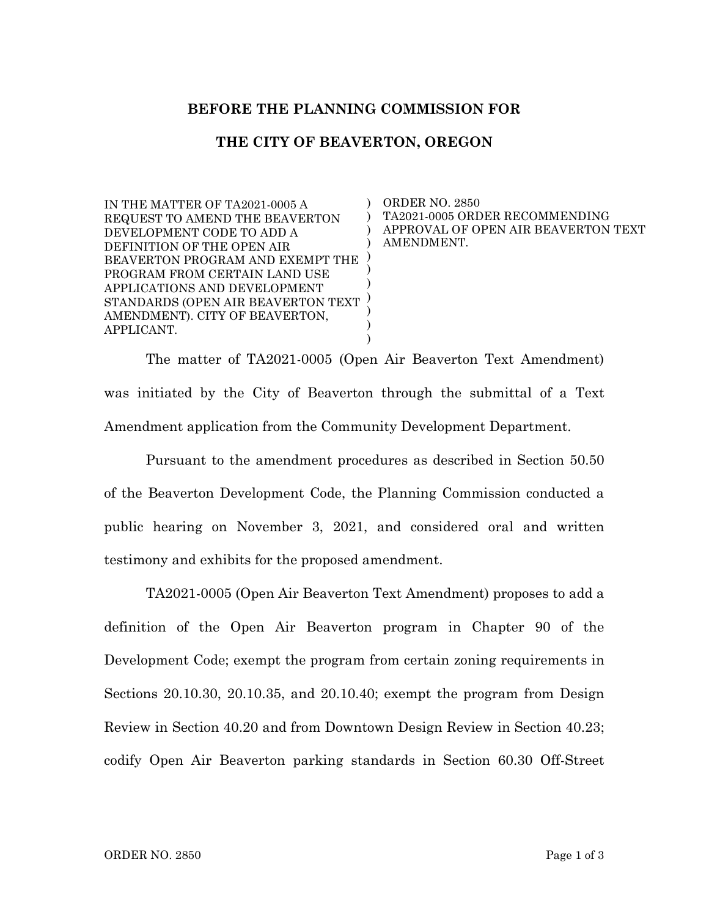**BEFORE THE PLANNING COMMISSION FOR**

**THE CITY OF BEAVERTON, OREGON**

| IN THE MATTER OF TA2021-0005 A REQUEST TO AMEND THE BEAVERTON DEVELOPMENT CODE TO ADD A DEFINITION OF THE OPEN AIR BEAVERTON PROGRAM AND EXEMPT THE PROGRAM FROM CERTAIN LAND USE APPLICATIONS AND DEVELOPMENT STANDARDS (OPEN AIR BEAVERTON TEXT AMENDMENT). CITY OF BEAVERTON, APPLICANT. | ORDER NO. 2850 TA2021-0005 ORDER RECOMMENDING APPROVAL OF OPEN AIR BEAVERTON TEXT AMENDMENT. |
|---|---|

The matter of TA2021-0005 (Open Air Beaverton Text Amendment) was initiated by the City of Beaverton through the submittal of a Text Amendment application from the Community Development Department.

Pursuant to the amendment procedures as described in Section 50.50 of the Beaverton Development Code, the Planning Commission conducted a public hearing on November 3, 2021, and considered oral and written testimony and exhibits for the proposed amendment.

TA2021-0005 (Open Air Beaverton Text Amendment) proposes to add a definition of the Open Air Beaverton program in Chapter 90 of the Development Code; exempt the program from certain zoning requirements in Sections 20.10.30, 20.10.35, and 20.10.40; exempt the program from Design Review in Section 40.20 and from Downtown Design Review in Section 40.23; codify Open Air Beaverton parking standards in Section 60.30 Off-Street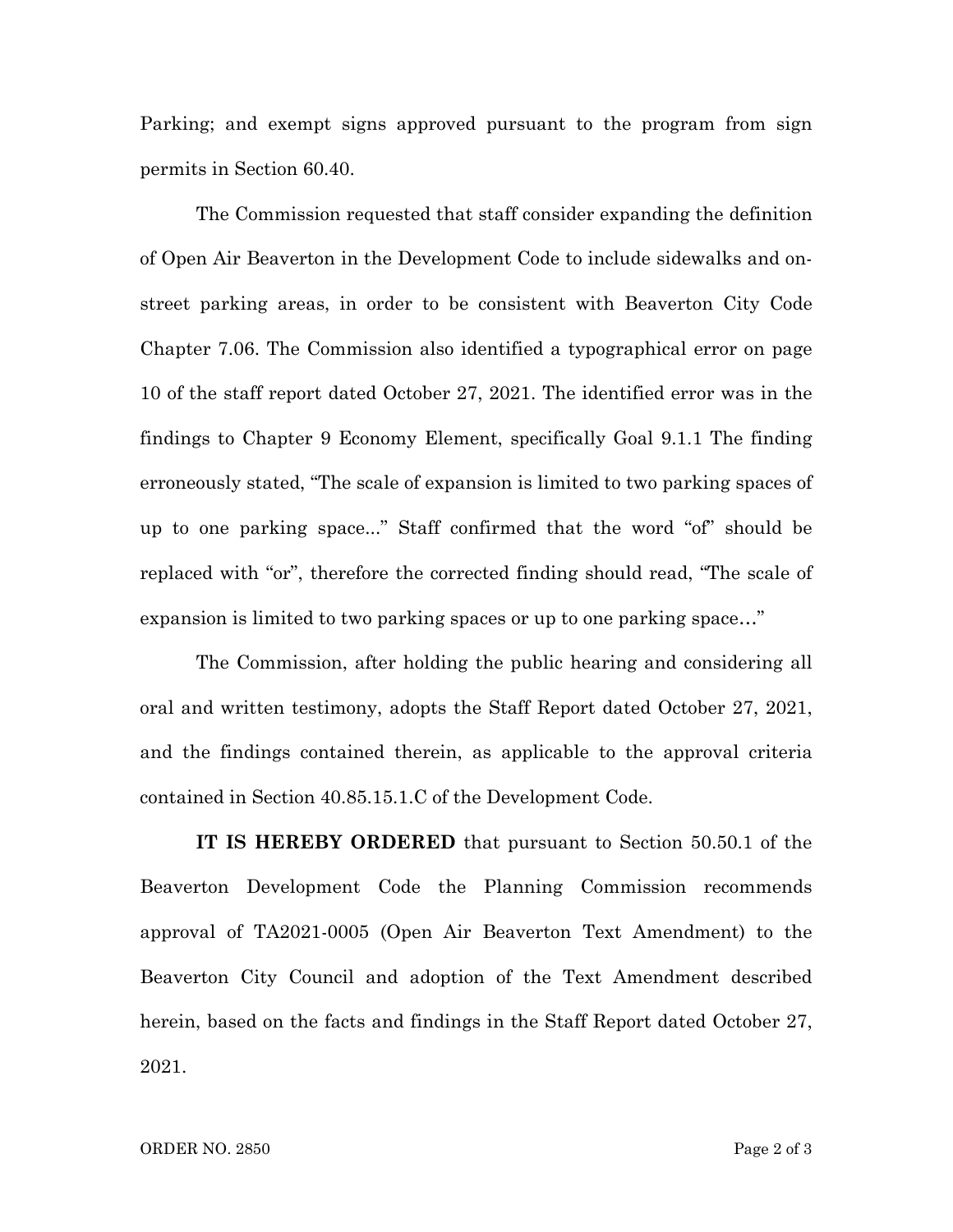Parking; and exempt signs approved pursuant to the program from sign permits in Section 60.40.

The Commission requested that staff consider expanding the definition of Open Air Beaverton in the Development Code to include sidewalks and on-street parking areas, in order to be consistent with Beaverton City Code Chapter 7.06. The Commission also identified a typographical error on page 10 of the staff report dated October 27, 2021. The identified error was in the findings to Chapter 9 Economy Element, specifically Goal 9.1.1 The finding erroneously stated, "The scale of expansion is limited to two parking spaces of up to one parking space..." Staff confirmed that the word "of" should be replaced with "or", therefore the corrected finding should read, "The scale of expansion is limited to two parking spaces or up to one parking space…"

The Commission, after holding the public hearing and considering all oral and written testimony, adopts the Staff Report dated October 27, 2021, and the findings contained therein, as applicable to the approval criteria contained in Section 40.85.15.1.C of the Development Code.

**IT IS HEREBY ORDERED** that pursuant to Section 50.50.1 of the Beaverton Development Code the Planning Commission recommends approval of TA2021-0005 (Open Air Beaverton Text Amendment) to the Beaverton City Council and adoption of the Text Amendment described herein, based on the facts and findings in the Staff Report dated October 27, 2021.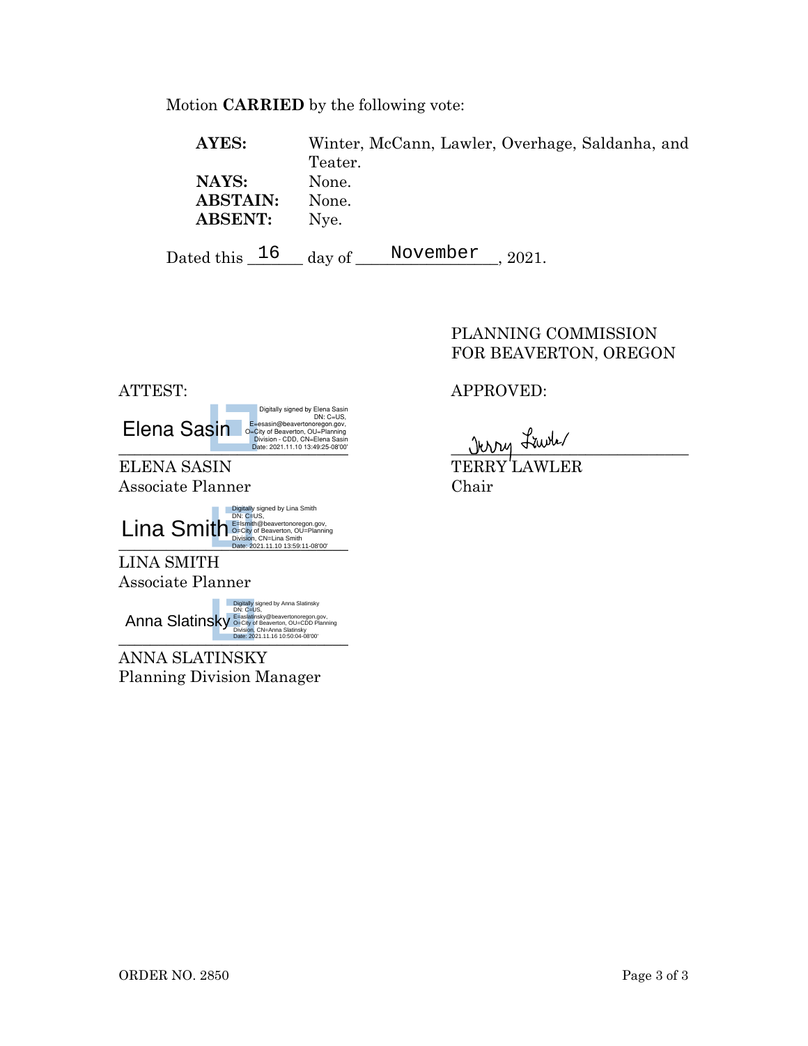Motion **CARRIED** by the following vote:

| | |
|---|---|
| **AYES:** | Winter, McCann, Lawler, Overhage, Saldanha, and Teater. |
| **NAYS:** | None. |
| **ABSTAIN:** | None. |
| **ABSENT:** | Nye. |

Dated this 16 day of November, 2021.

PLANNING COMMISSION
FOR BEAVERTON, OREGON

ATTEST:

Elena Sasin
Digitally signed by Elena Sasin
DN: C=US, E=esasin@beavertonoregon.gov, O=City of Beaverton, OU=Planning Division - CDD, CN=Elena Sasin
Date: 2021.11.10 13:49:25-08'00'

ELENA SASIN
Associate Planner

Lina Smith
Digitally signed by Lina Smith
DN: C=US, E=lsmith@beavertonoregon.gov, O=City of Beaverton, OU=Planning Division, CN=Lina Smith
Date: 2021.11.10 13:59:11-08'00'

LINA SMITH
Associate Planner

Anna Slatinsky
Digitally signed by Anna Slatinsky
DN: C=US, E=aslatinsky@beavertonoregon.gov, O=City of Beaverton, OU=CDD Planning Division, CN=Anna Slatinsky
Date: 2021.11.16 10:50:04-08'00'

ANNA SLATINSKY
Planning Division Manager

APPROVED:

Terry Lawler

TERRY LAWLER
Chair

ORDER NO. 2850